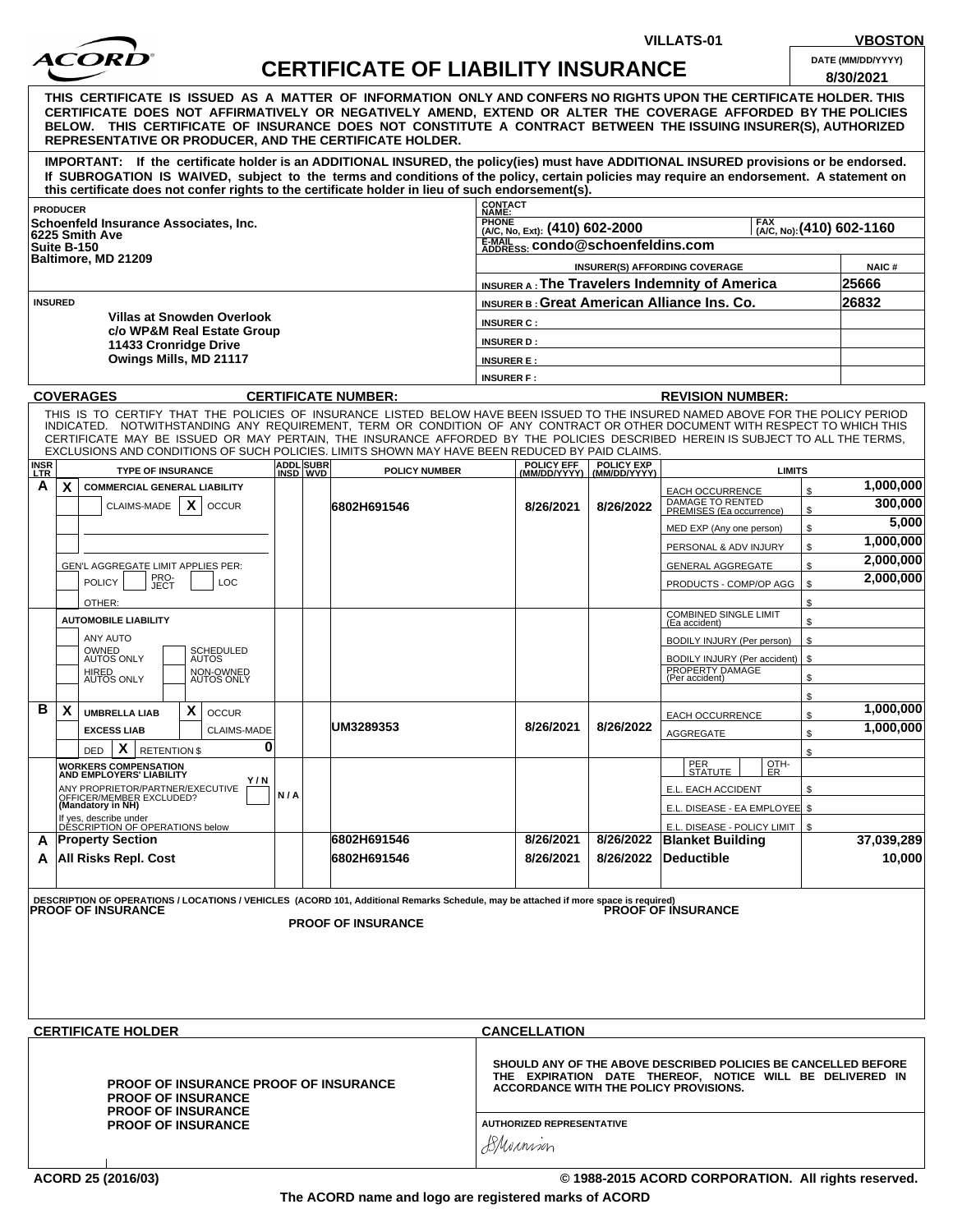VILLATS-01 VBOSTON

# ACORD CERTIFICATE OF LIABILITY INSURANCE

DATE (MM/DD/YYYY): 8/30/2021

**THIS CERTIFICATE IS ISSUED AS A MATTER OF INFORMATION ONLY AND CONFERS NO RIGHTS UPON THE CERTIFICATE HOLDER. THIS CERTIFICATE DOES NOT AFFIRMATIVELY OR NEGATIVELY AMEND, EXTEND OR ALTER THE COVERAGE AFFORDED BY THE POLICIES BELOW. THIS CERTIFICATE OF INSURANCE DOES NOT CONSTITUTE A CONTRACT BETWEEN THE ISSUING INSURER(S), AUTHORIZED REPRESENTATIVE OR PRODUCER, AND THE CERTIFICATE HOLDER.**

**IMPORTANT: If the certificate holder is an ADDITIONAL INSURED, the policy(ies) must have ADDITIONAL INSURED provisions or be endorsed. If SUBROGATION IS WAIVED, subject to the terms and conditions of the policy, certain policies may require an endorsement. A statement on this certificate does not confer rights to the certificate holder in lieu of such endorsement(s).**

**PRODUCER**
Schoenfeld Insurance Associates, Inc.
6225 Smith Ave
Suite B-150
Baltimore, MD 21209

CONTACT NAME:
PHONE (A/C, No, Ext): (410) 602-2000
FAX (A/C, No): (410) 602-1160
E-MAIL ADDRESS: condo@schoenfeldins.com

| INSURER(S) AFFORDING COVERAGE | NAIC # |
|---|---|
| INSURER A : The Travelers Indemnity of America | 25666 |
| INSURER B : Great American Alliance Ins. Co. | 26832 |
| INSURER C : | |
| INSURER D : | |
| INSURER E : | |
| INSURER F : | |

**INSURED**
Villas at Snowden Overlook
c/o WP&M Real Estate Group
11433 Cronridge Drive
Owings Mills, MD 21117

**COVERAGES** CERTIFICATE NUMBER: REVISION NUMBER:

THIS IS TO CERTIFY THAT THE POLICIES OF INSURANCE LISTED BELOW HAVE BEEN ISSUED TO THE INSURED NAMED ABOVE FOR THE POLICY PERIOD INDICATED. NOTWITHSTANDING ANY REQUIREMENT, TERM OR CONDITION OF ANY CONTRACT OR OTHER DOCUMENT WITH RESPECT TO WHICH THIS CERTIFICATE MAY BE ISSUED OR MAY PERTAIN, THE INSURANCE AFFORDED BY THE POLICIES DESCRIBED HEREIN IS SUBJECT TO ALL THE TERMS, EXCLUSIONS AND CONDITIONS OF SUCH POLICIES. LIMITS SHOWN MAY HAVE BEEN REDUCED BY PAID CLAIMS.

| INSR LTR | TYPE OF INSURANCE | ADDL INSD | SUBR WVD | POLICY NUMBER | POLICY EFF (MM/DD/YYYY) | POLICY EXP (MM/DD/YYYY) | LIMITS | |
|---|---|---|---|---|---|---|---|---|
| A | X COMMERCIAL GENERAL LIABILITY; CLAIMS-MADE / X OCCUR | | | 6802H691546 | 8/26/2021 | 8/26/2022 | EACH OCCURRENCE | $ 1,000,000 |
| | | | | | | | DAMAGE TO RENTED PREMISES (Ea occurrence) | $ 300,000 |
| | | | | | | | MED EXP (Any one person) | $ 5,000 |
| | | | | | | | PERSONAL & ADV INJURY | $ 1,000,000 |
| | GEN'L AGGREGATE LIMIT APPLIES PER: POLICY / PRO-JECT / LOC | | | | | | GENERAL AGGREGATE | $ 2,000,000 |
| | OTHER: | | | | | | PRODUCTS - COMP/OP AGG | $ 2,000,000 |
| | AUTOMOBILE LIABILITY | | | | | | COMBINED SINGLE LIMIT (Ea accident) | $ |
| | ANY AUTO; OWNED AUTOS ONLY; SCHEDULED AUTOS; HIRED AUTOS ONLY; NON-OWNED AUTOS ONLY | | | | | | BODILY INJURY (Per person) | $ |
| | | | | | | | BODILY INJURY (Per accident) | $ |
| | | | | | | | PROPERTY DAMAGE (Per accident) | $ |
| B | X UMBRELLA LIAB / X OCCUR | | | UM3289353 | 8/26/2021 | 8/26/2022 | EACH OCCURRENCE | $ 1,000,000 |
| | EXCESS LIAB / CLAIMS-MADE | | | | | | AGGREGATE | $ 1,000,000 |
| | DED / X RETENTION $ 0 | | | | | | | $ |
| | WORKERS COMPENSATION AND EMPLOYERS' LIABILITY; ANY PROPRIETOR/PARTNER/EXECUTIVE OFFICER/MEMBER EXCLUDED? (Mandatory in NH) Y/N; If yes, describe under DESCRIPTION OF OPERATIONS below | N / A | | | | | PER STATUTE / OTH-ER | |
| | | | | | | | E.L. EACH ACCIDENT | $ |
| | | | | | | | E.L. DISEASE - EA EMPLOYEE | $ |
| | | | | | | | E.L. DISEASE - POLICY LIMIT | $ |
| A | Property Section | | | 6802H691546 | 8/26/2021 | 8/26/2022 | Blanket Building | 37,039,289 |
| A | All Risks Repl. Cost | | | 6802H691546 | 8/26/2021 | 8/26/2022 | Deductible | 10,000 |

DESCRIPTION OF OPERATIONS / LOCATIONS / VEHICLES (ACORD 101, Additional Remarks Schedule, may be attached if more space is required)
PROOF OF INSURANCE PROOF OF INSURANCE
PROOF OF INSURANCE

**CERTIFICATE HOLDER**

PROOF OF INSURANCE PROOF OF INSURANCE
PROOF OF INSURANCE
PROOF OF INSURANCE
PROOF OF INSURANCE

**CANCELLATION**

SHOULD ANY OF THE ABOVE DESCRIBED POLICIES BE CANCELLED BEFORE THE EXPIRATION DATE THEREOF, NOTICE WILL BE DELIVERED IN ACCORDANCE WITH THE POLICY PROVISIONS.

AUTHORIZED REPRESENTATIVE
SMorrison

ACORD 25 (2016/03) © 1988-2015 ACORD CORPORATION. All rights reserved.

The ACORD name and logo are registered marks of ACORD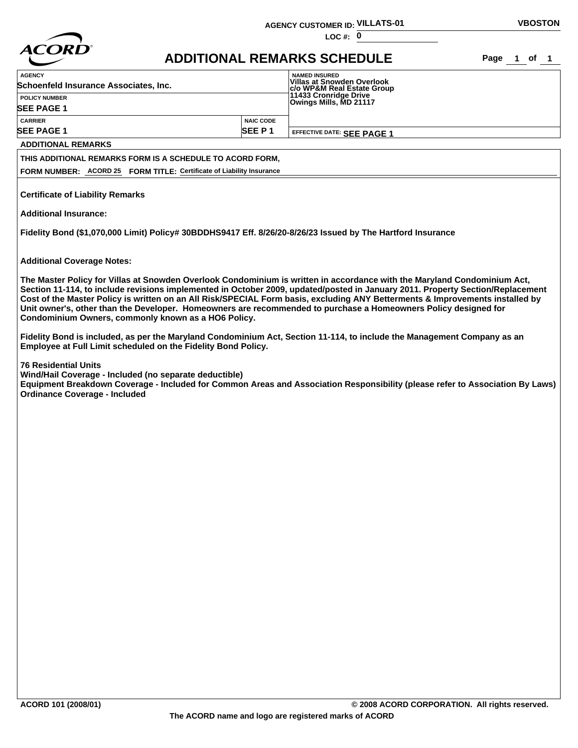AGENCY CUSTOMER ID: VILLATS-01 VBOSTON

LOC #: 0

# ADDITIONAL REMARKS SCHEDULE

| | | |
|---|---|---|
| AGENCY<br>Schoenfeld Insurance Associates, Inc. | | NAMED INSURED<br>Villas at Snowden Overlook<br>c/o WP&M Real Estate Group<br>11433 Cronridge Drive<br>Owings Mills, MD 21117 |
| POLICY NUMBER<br>SEE PAGE 1 | | |
| CARRIER<br>SEE PAGE 1 | NAIC CODE<br>SEE P 1 | EFFECTIVE DATE: SEE PAGE 1 |

**ADDITIONAL REMARKS**

THIS ADDITIONAL REMARKS FORM IS A SCHEDULE TO ACORD FORM,

FORM NUMBER: ACORD 25 FORM TITLE: Certificate of Liability Insurance

**Certificate of Liability Remarks**

**Additional Insurance:**

**Fidelity Bond ($1,070,000 Limit) Policy# 30BDDHS9417 Eff. 8/26/20-8/26/23 Issued by The Hartford Insurance**

**Additional Coverage Notes:**

**The Master Policy for Villas at Snowden Overlook Condominium is written in accordance with the Maryland Condominium Act, Section 11-114, to include revisions implemented in October 2009, updated/posted in January 2011. Property Section/Replacement Cost of the Master Policy is written on an All Risk/SPECIAL Form basis, excluding ANY Betterments & Improvements installed by Unit owner's, other than the Developer. Homeowners are recommended to purchase a Homeowners Policy designed for Condominium Owners, commonly known as a HO6 Policy.**

**Fidelity Bond is included, as per the Maryland Condominium Act, Section 11-114, to include the Management Company as an Employee at Full Limit scheduled on the Fidelity Bond Policy.**

**76 Residential Units**
**Wind/Hail Coverage - Included (no separate deductible)**
**Equipment Breakdown Coverage - Included for Common Areas and Association Responsibility (please refer to Association By Laws)**
**Ordinance Coverage - Included**

ACORD 101 (2008/01) © 2008 ACORD CORPORATION. All rights reserved.

The ACORD name and logo are registered marks of ACORD